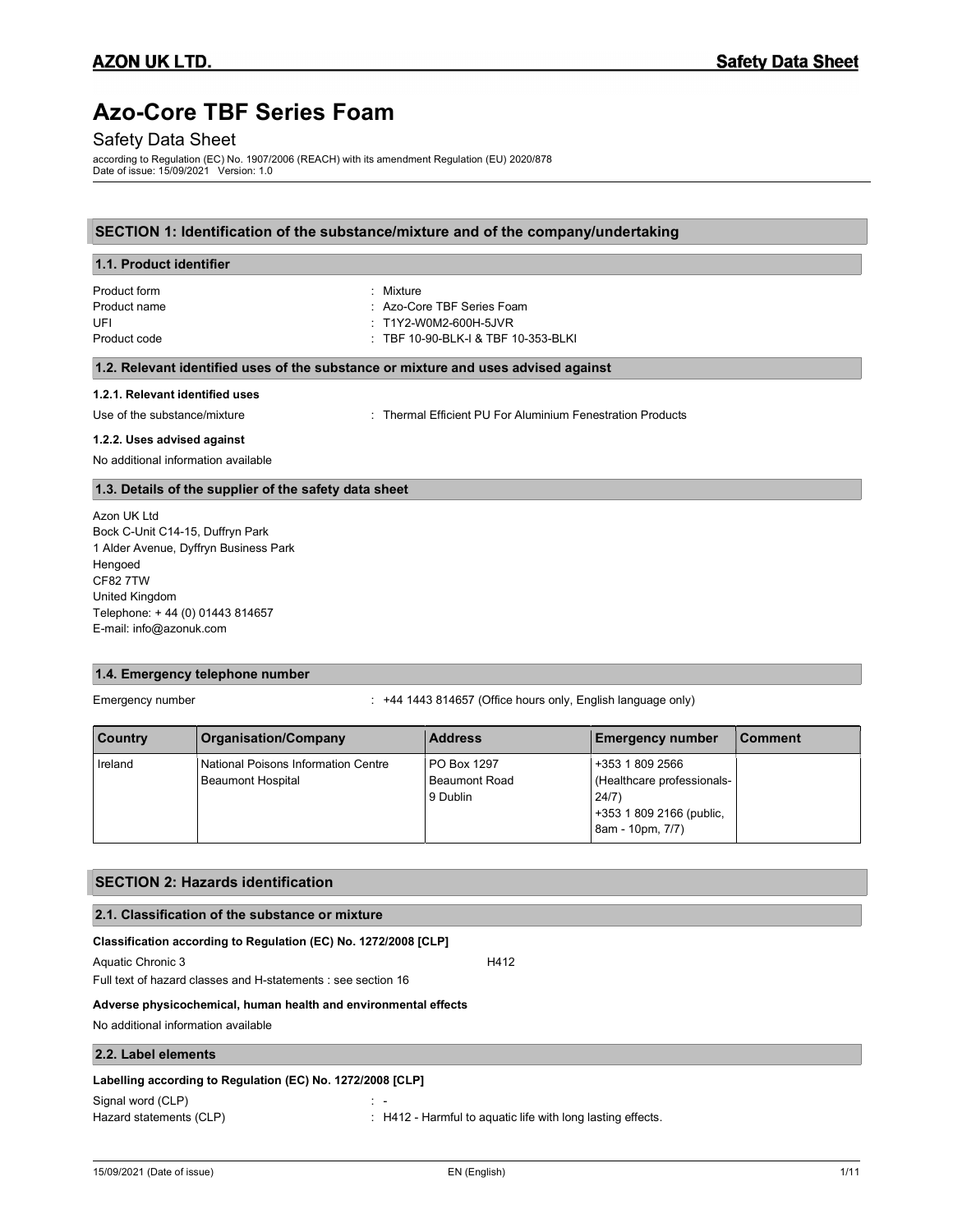# Azo-Core TBF Series Foam

Safety Data Sheet

according to Regulation (EC) No. 1907/2006 (REACH) with its amendment Regulation (EU) 2020/878
Date of issue: 15/09/2021 Version: 1.0

## SECTION 1: Identification of the substance/mixture and of the company/undertaking

### 1.1. Product identifier

Product form : Mixture
Product name : Azo-Core TBF Series Foam
UFI : T1Y2-W0M2-600H-5JVR
Product code : TBF 10-90-BLK-I & TBF 10-353-BLKI

### 1.2. Relevant identified uses of the substance or mixture and uses advised against

#### 1.2.1. Relevant identified uses

Use of the substance/mixture : Thermal Efficient PU For Aluminium Fenestration Products

#### 1.2.2. Uses advised against

No additional information available

### 1.3. Details of the supplier of the safety data sheet

Azon UK Ltd
Bock C-Unit C14-15, Duffryn Park
1 Alder Avenue, Dyffryn Business Park
Hengoed
CF82 7TW
United Kingdom
Telephone: + 44 (0) 01443 814657
E-mail: info@azonuk.com

### 1.4. Emergency telephone number

Emergency number : +44 1443 814657 (Office hours only, English language only)

| Country | Organisation/Company | Address | Emergency number | Comment |
|---|---|---|---|---|
| Ireland | National Poisons Information Centre Beaumont Hospital | PO Box 1297 Beaumont Road 9 Dublin | +353 1 809 2566 (Healthcare professionals-24/7) +353 1 809 2166 (public, 8am - 10pm, 7/7) | |

## SECTION 2: Hazards identification

### 2.1. Classification of the substance or mixture

**Classification according to Regulation (EC) No. 1272/2008 [CLP]**

Aquatic Chronic 3 H412

Full text of hazard classes and H-statements : see section 16

**Adverse physicochemical, human health and environmental effects**

No additional information available

### 2.2. Label elements

**Labelling according to Regulation (EC) No. 1272/2008 [CLP]**

Signal word (CLP) : -
Hazard statements (CLP) : H412 - Harmful to aquatic life with long lasting effects.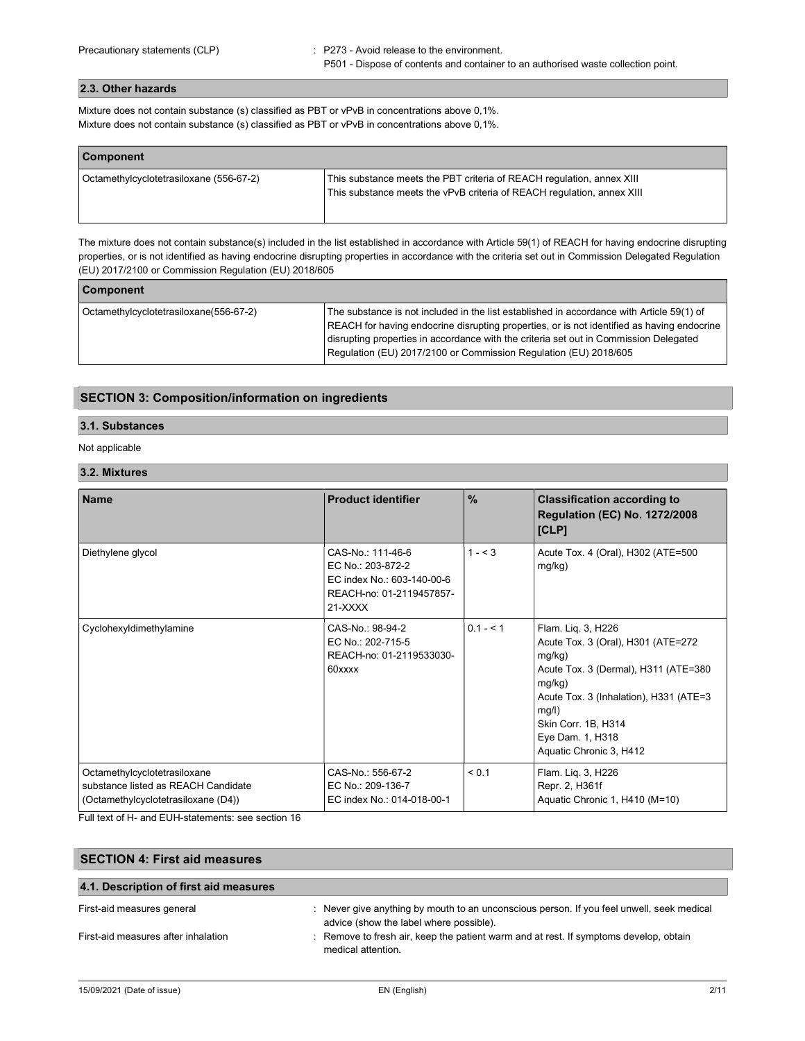Precautionary statements (CLP) : P273 - Avoid release to the environment.
P501 - Dispose of contents and container to an authorised waste collection point.

### 2.3. Other hazards

Mixture does not contain substance (s) classified as PBT or vPvB in concentrations above 0,1%.
Mixture does not contain substance (s) classified as PBT or vPvB in concentrations above 0,1%.

| Component | |
|---|---|
| Octamethylcyclotetrasiloxane (556-67-2) | This substance meets the PBT criteria of REACH regulation, annex XIII<br>This substance meets the vPvB criteria of REACH regulation, annex XIII |

The mixture does not contain substance(s) included in the list established in accordance with Article 59(1) of REACH for having endocrine disrupting properties, or is not identified as having endocrine disrupting properties in accordance with the criteria set out in Commission Delegated Regulation (EU) 2017/2100 or Commission Regulation (EU) 2018/605

| Component | |
|---|---|
| Octamethylcyclotetrasiloxane(556-67-2) | The substance is not included in the list established in accordance with Article 59(1) of REACH for having endocrine disrupting properties, or is not identified as having endocrine disrupting properties in accordance with the criteria set out in Commission Delegated Regulation (EU) 2017/2100 or Commission Regulation (EU) 2018/605 |

## SECTION 3: Composition/information on ingredients

### 3.1. Substances

Not applicable

### 3.2. Mixtures

| Name | Product identifier | % | Classification according to Regulation (EC) No. 1272/2008 [CLP] |
|---|---|---|---|
| Diethylene glycol | CAS-No.: 111-46-6<br>EC No.: 203-872-2<br>EC index No.: 603-140-00-6<br>REACH-no: 01-2119457857-21-XXXX | 1 - < 3 | Acute Tox. 4 (Oral), H302 (ATE=500 mg/kg) |
| Cyclohexyldimethylamine | CAS-No.: 98-94-2<br>EC No.: 202-715-5<br>REACH-no: 01-2119533030-60xxxx | 0.1 - < 1 | Flam. Liq. 3, H226<br>Acute Tox. 3 (Oral), H301 (ATE=272 mg/kg)<br>Acute Tox. 3 (Dermal), H311 (ATE=380 mg/kg)<br>Acute Tox. 3 (Inhalation), H331 (ATE=3 mg/l)<br>Skin Corr. 1B, H314<br>Eye Dam. 1, H318<br>Aquatic Chronic 3, H412 |
| Octamethylcyclotetrasiloxane<br>substance listed as REACH Candidate (Octamethylcyclotetrasiloxane (D4)) | CAS-No.: 556-67-2<br>EC No.: 209-136-7<br>EC index No.: 014-018-00-1 | < 0.1 | Flam. Liq. 3, H226<br>Repr. 2, H361f<br>Aquatic Chronic 1, H410 (M=10) |

Full text of H- and EUH-statements: see section 16

## SECTION 4: First aid measures

### 4.1. Description of first aid measures

First-aid measures general : Never give anything by mouth to an unconscious person. If you feel unwell, seek medical advice (show the label where possible).

First-aid measures after inhalation : Remove to fresh air, keep the patient warm and at rest. If symptoms develop, obtain medical attention.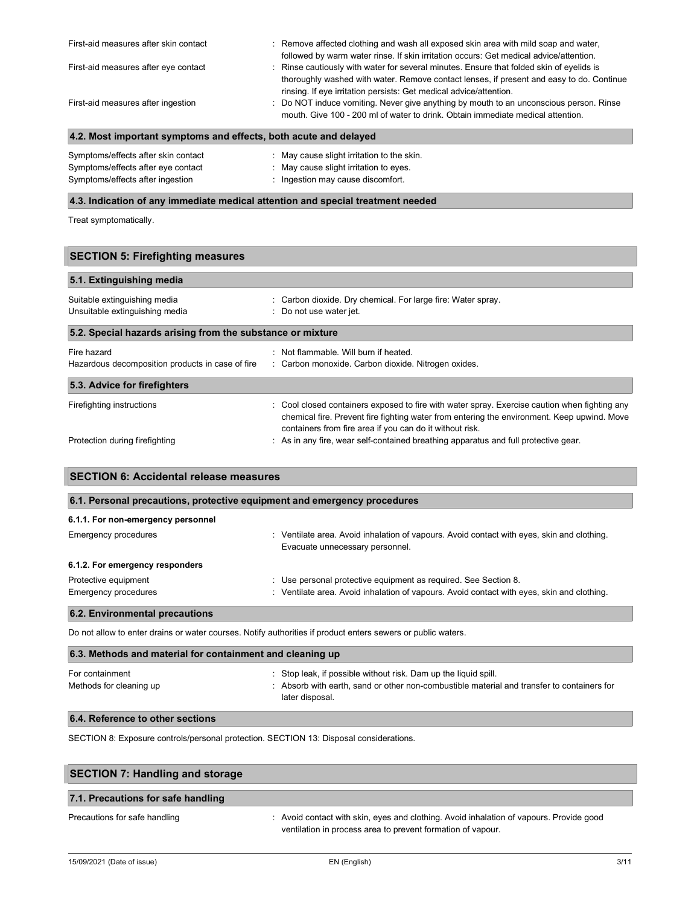First-aid measures after skin contact : Remove affected clothing and wash all exposed skin area with mild soap and water, followed by warm water rinse. If skin irritation occurs: Get medical advice/attention.

First-aid measures after eye contact : Rinse cautiously with water for several minutes. Ensure that folded skin of eyelids is thoroughly washed with water. Remove contact lenses, if present and easy to do. Continue rinsing. If eye irritation persists: Get medical advice/attention.

First-aid measures after ingestion : Do NOT induce vomiting. Never give anything by mouth to an unconscious person. Rinse mouth. Give 100 - 200 ml of water to drink. Obtain immediate medical attention.

### 4.2. Most important symptoms and effects, both acute and delayed

Symptoms/effects after skin contact : May cause slight irritation to the skin.

Symptoms/effects after eye contact : May cause slight irritation to eyes.

Symptoms/effects after ingestion : Ingestion may cause discomfort.

### 4.3. Indication of any immediate medical attention and special treatment needed

Treat symptomatically.

## SECTION 5: Firefighting measures

### 5.1. Extinguishing media

Suitable extinguishing media : Carbon dioxide. Dry chemical. For large fire: Water spray.

Unsuitable extinguishing media : Do not use water jet.

### 5.2. Special hazards arising from the substance or mixture

Fire hazard : Not flammable. Will burn if heated.

Hazardous decomposition products in case of fire : Carbon monoxide. Carbon dioxide. Nitrogen oxides.

### 5.3. Advice for firefighters

Firefighting instructions : Cool closed containers exposed to fire with water spray. Exercise caution when fighting any chemical fire. Prevent fire fighting water from entering the environment. Keep upwind. Move containers from fire area if you can do it without risk.

Protection during firefighting : As in any fire, wear self-contained breathing apparatus and full protective gear.

## SECTION 6: Accidental release measures

### 6.1. Personal precautions, protective equipment and emergency procedures

#### 6.1.1. For non-emergency personnel

Emergency procedures : Ventilate area. Avoid inhalation of vapours. Avoid contact with eyes, skin and clothing. Evacuate unnecessary personnel.

#### 6.1.2. For emergency responders

Protective equipment : Use personal protective equipment as required. See Section 8.

Emergency procedures : Ventilate area. Avoid inhalation of vapours. Avoid contact with eyes, skin and clothing.

### 6.2. Environmental precautions

Do not allow to enter drains or water courses. Notify authorities if product enters sewers or public waters.

### 6.3. Methods and material for containment and cleaning up

For containment : Stop leak, if possible without risk. Dam up the liquid spill.

Methods for cleaning up : Absorb with earth, sand or other non-combustible material and transfer to containers for later disposal.

### 6.4. Reference to other sections

SECTION 8: Exposure controls/personal protection. SECTION 13: Disposal considerations.

## SECTION 7: Handling and storage

### 7.1. Precautions for safe handling

Precautions for safe handling : Avoid contact with skin, eyes and clothing. Avoid inhalation of vapours. Provide good ventilation in process area to prevent formation of vapour.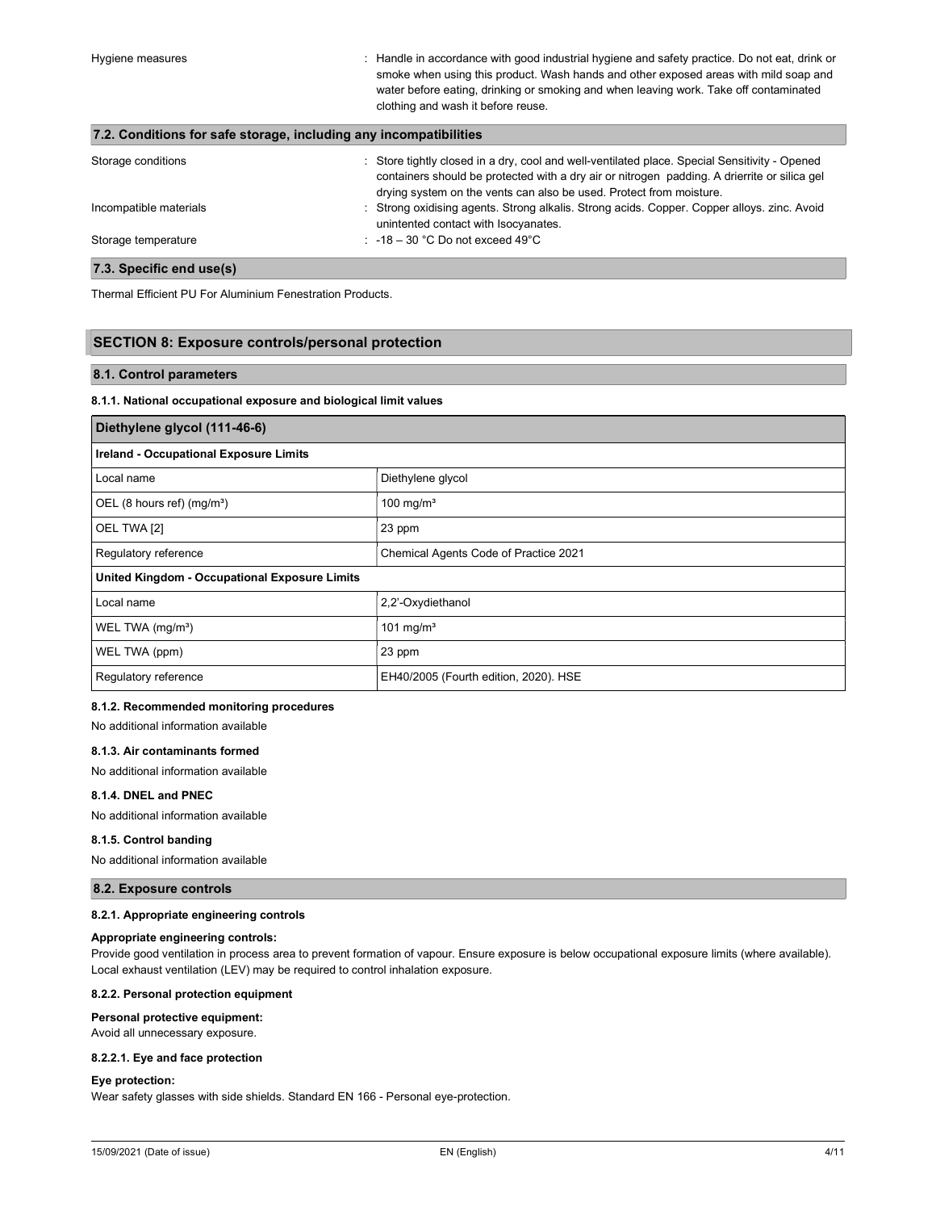Hygiene measures : Handle in accordance with good industrial hygiene and safety practice. Do not eat, drink or smoke when using this product. Wash hands and other exposed areas with mild soap and water before eating, drinking or smoking and when leaving work. Take off contaminated clothing and wash it before reuse.

### 7.2. Conditions for safe storage, including any incompatibilities

Storage conditions : Store tightly closed in a dry, cool and well-ventilated place. Special Sensitivity - Opened containers should be protected with a dry air or nitrogen padding. A drierrite or silica gel drying system on the vents can also be used. Protect from moisture.

Incompatible materials : Strong oxidising agents. Strong alkalis. Strong acids. Copper. Copper alloys. zinc. Avoid unintented contact with Isocyanates.

Storage temperature : -18 – 30 °C Do not exceed 49°C

### 7.3. Specific end use(s)

Thermal Efficient PU For Aluminium Fenestration Products.

## SECTION 8: Exposure controls/personal protection

### 8.1. Control parameters

#### 8.1.1. National occupational exposure and biological limit values

| Diethylene glycol (111-46-6) | |
|---|---|
| **Ireland - Occupational Exposure Limits** | |
| Local name | Diethylene glycol |
| OEL (8 hours ref) (mg/m³) | 100 mg/m³ |
| OEL TWA [2] | 23 ppm |
| Regulatory reference | Chemical Agents Code of Practice 2021 |
| **United Kingdom - Occupational Exposure Limits** | |
| Local name | 2,2'-Oxydiethanol |
| WEL TWA (mg/m³) | 101 mg/m³ |
| WEL TWA (ppm) | 23 ppm |
| Regulatory reference | EH40/2005 (Fourth edition, 2020). HSE |

#### 8.1.2. Recommended monitoring procedures

No additional information available

#### 8.1.3. Air contaminants formed

No additional information available

#### 8.1.4. DNEL and PNEC

No additional information available

#### 8.1.5. Control banding

No additional information available

### 8.2. Exposure controls

#### 8.2.1. Appropriate engineering controls

**Appropriate engineering controls:**

Provide good ventilation in process area to prevent formation of vapour. Ensure exposure is below occupational exposure limits (where available). Local exhaust ventilation (LEV) may be required to control inhalation exposure.

#### 8.2.2. Personal protection equipment

**Personal protective equipment:**

Avoid all unnecessary exposure.

#### 8.2.2.1. Eye and face protection

**Eye protection:**

Wear safety glasses with side shields. Standard EN 166 - Personal eye-protection.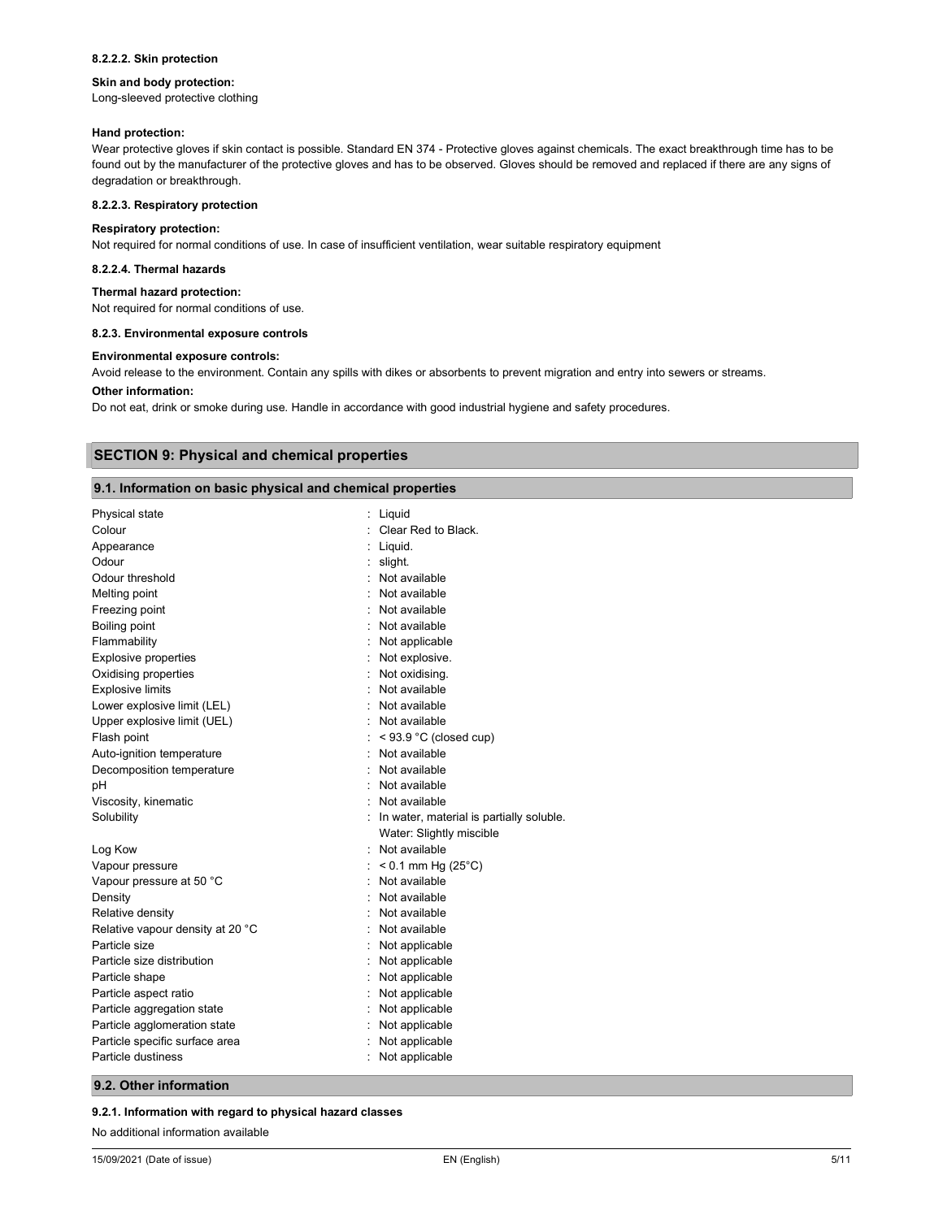#### 8.2.2.2. Skin protection

**Skin and body protection:**

Long-sleeved protective clothing

**Hand protection:**

Wear protective gloves if skin contact is possible. Standard EN 374 - Protective gloves against chemicals. The exact breakthrough time has to be found out by the manufacturer of the protective gloves and has to be observed. Gloves should be removed and replaced if there are any signs of degradation or breakthrough.

#### 8.2.2.3. Respiratory protection

**Respiratory protection:**

Not required for normal conditions of use. In case of insufficient ventilation, wear suitable respiratory equipment

#### 8.2.2.4. Thermal hazards

**Thermal hazard protection:**

Not required for normal conditions of use.

#### 8.2.3. Environmental exposure controls

**Environmental exposure controls:**

Avoid release to the environment. Contain any spills with dikes or absorbents to prevent migration and entry into sewers or streams.

**Other information:**

Do not eat, drink or smoke during use. Handle in accordance with good industrial hygiene and safety procedures.

## SECTION 9: Physical and chemical properties

### 9.1. Information on basic physical and chemical properties

| Property | Value |
|---|---|
| Physical state | Liquid |
| Colour | Clear Red to Black. |
| Appearance | Liquid. |
| Odour | slight. |
| Odour threshold | Not available |
| Melting point | Not available |
| Freezing point | Not available |
| Boiling point | Not available |
| Flammability | Not applicable |
| Explosive properties | Not explosive. |
| Oxidising properties | Not oxidising. |
| Explosive limits | Not available |
| Lower explosive limit (LEL) | Not available |
| Upper explosive limit (UEL) | Not available |
| Flash point | < 93.9 °C (closed cup) |
| Auto-ignition temperature | Not available |
| Decomposition temperature | Not available |
| pH | Not available |
| Viscosity, kinematic | Not available |
| Solubility | In water, material is partially soluble. Water: Slightly miscible |
| Log Kow | Not available |
| Vapour pressure | < 0.1 mm Hg (25°C) |
| Vapour pressure at 50 °C | Not available |
| Density | Not available |
| Relative density | Not available |
| Relative vapour density at 20 °C | Not available |
| Particle size | Not applicable |
| Particle size distribution | Not applicable |
| Particle shape | Not applicable |
| Particle aspect ratio | Not applicable |
| Particle aggregation state | Not applicable |
| Particle agglomeration state | Not applicable |
| Particle specific surface area | Not applicable |
| Particle dustiness | Not applicable |

### 9.2. Other information

#### 9.2.1. Information with regard to physical hazard classes

No additional information available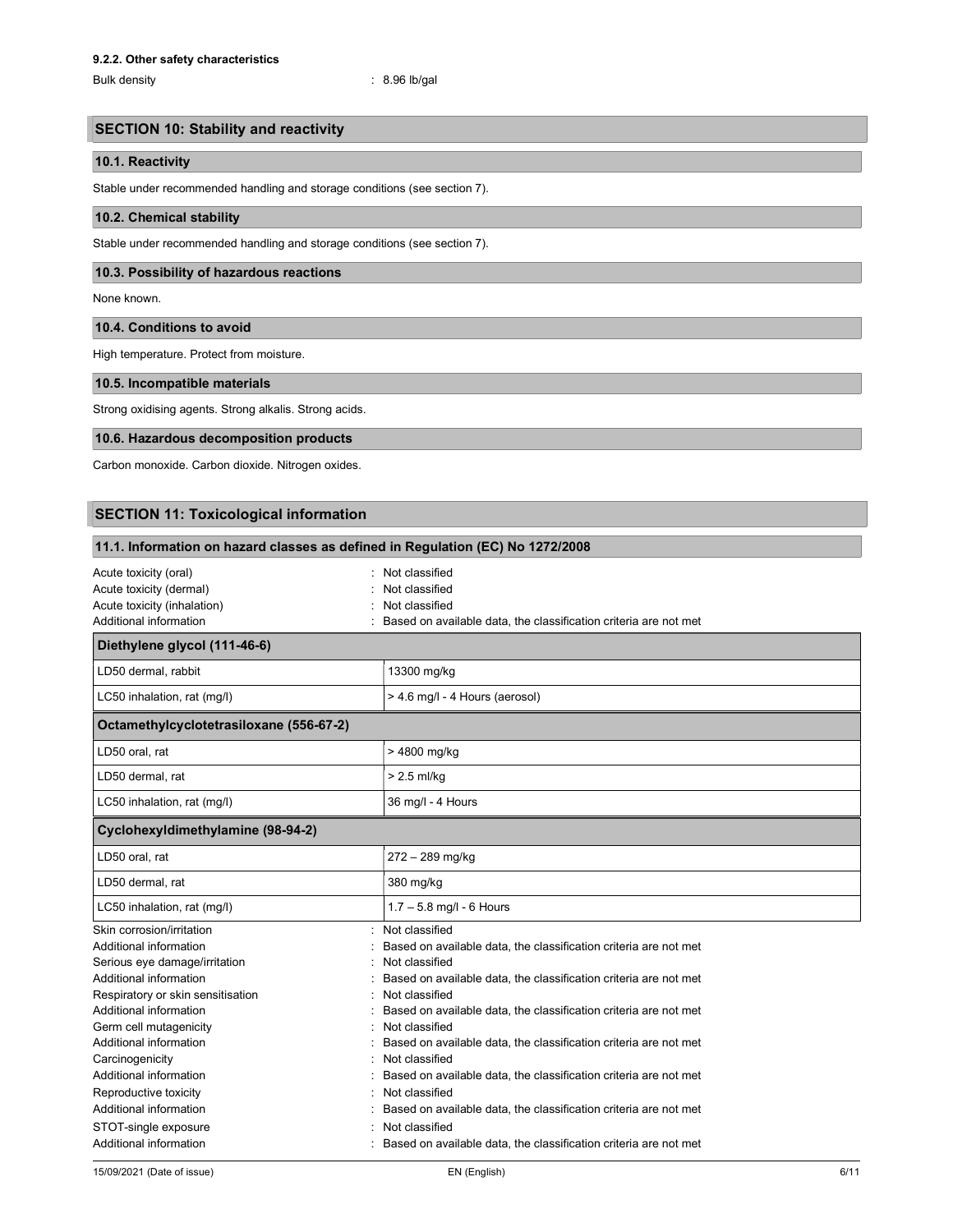#### 9.2.2. Other safety characteristics

Bulk density : 8.96 lb/gal

## SECTION 10: Stability and reactivity

### 10.1. Reactivity

Stable under recommended handling and storage conditions (see section 7).

### 10.2. Chemical stability

Stable under recommended handling and storage conditions (see section 7).

### 10.3. Possibility of hazardous reactions

None known.

### 10.4. Conditions to avoid

High temperature. Protect from moisture.

### 10.5. Incompatible materials

Strong oxidising agents. Strong alkalis. Strong acids.

### 10.6. Hazardous decomposition products

Carbon monoxide. Carbon dioxide. Nitrogen oxides.

## SECTION 11: Toxicological information

### 11.1. Information on hazard classes as defined in Regulation (EC) No 1272/2008

Acute toxicity (oral) : Not classified
Acute toxicity (dermal) : Not classified
Acute toxicity (inhalation) : Not classified
Additional information : Based on available data, the classification criteria are not met

| Diethylene glycol (111-46-6) | |
|---|---|
| LD50 dermal, rabbit | 13300 mg/kg |
| LC50 inhalation, rat (mg/l) | > 4.6 mg/l - 4 Hours (aerosol) |

| Octamethylcyclotetrasiloxane (556-67-2) | |
|---|---|
| LD50 oral, rat | > 4800 mg/kg |
| LD50 dermal, rat | > 2.5 ml/kg |
| LC50 inhalation, rat (mg/l) | 36 mg/l - 4 Hours |

| Cyclohexyldimethylamine (98-94-2) | |
|---|---|
| LD50 oral, rat | 272 – 289 mg/kg |
| LD50 dermal, rat | 380 mg/kg |
| LC50 inhalation, rat (mg/l) | 1.7 – 5.8 mg/l - 6 Hours |

Skin corrosion/irritation : Not classified
Additional information : Based on available data, the classification criteria are not met
Serious eye damage/irritation : Not classified
Additional information : Based on available data, the classification criteria are not met
Respiratory or skin sensitisation : Not classified
Additional information : Based on available data, the classification criteria are not met
Germ cell mutagenicity : Not classified
Additional information : Based on available data, the classification criteria are not met
Carcinogenicity : Not classified
Additional information : Based on available data, the classification criteria are not met
Reproductive toxicity : Not classified
Additional information : Based on available data, the classification criteria are not met
STOT-single exposure : Not classified
Additional information : Based on available data, the classification criteria are not met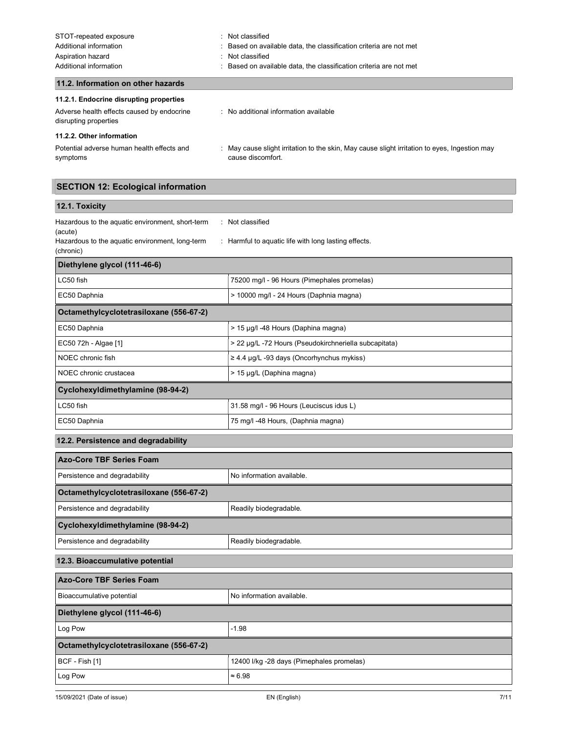STOT-repeated exposure : Not classified

Additional information : Based on available data, the classification criteria are not met

Aspiration hazard : Not classified

Additional information : Based on available data, the classification criteria are not met

## 11.2. Information on other hazards

### 11.2.1. Endocrine disrupting properties

Adverse health effects caused by endocrine disrupting properties : No additional information available

### 11.2.2. Other information

Potential adverse human health effects and symptoms : May cause slight irritation to the skin, May cause slight irritation to eyes, Ingestion may cause discomfort.

# SECTION 12: Ecological information

## 12.1. Toxicity

Hazardous to the aquatic environment, short-term (acute) : Not classified

Hazardous to the aquatic environment, long-term (chronic) : Harmful to aquatic life with long lasting effects.

| Diethylene glycol (111-46-6) | |
|---|---|
| LC50 fish | 75200 mg/l - 96 Hours (Pimephales promelas) |
| EC50 Daphnia | > 10000 mg/l - 24 Hours (Daphnia magna) |

| Octamethylcyclotetrasiloxane (556-67-2) | |
|---|---|
| EC50 Daphnia | > 15 µg/l -48 Hours (Daphina magna) |
| EC50 72h - Algae [1] | > 22 µg/L -72 Hours (Pseudokirchneriella subcapitata) |
| NOEC chronic fish | ≥ 4.4 µg/L -93 days (Oncorhynchus mykiss) |
| NOEC chronic crustacea | > 15 µg/L (Daphina magna) |

| Cyclohexyldimethylamine (98-94-2) | |
|---|---|
| LC50 fish | 31.58 mg/l - 96 Hours (Leuciscus idus L) |
| EC50 Daphnia | 75 mg/l -48 Hours, (Daphnia magna) |

## 12.2. Persistence and degradability

| Azo-Core TBF Series Foam | |
|---|---|
| Persistence and degradability | No information available. |

| Octamethylcyclotetrasiloxane (556-67-2) | |
|---|---|
| Persistence and degradability | Readily biodegradable. |

| Cyclohexyldimethylamine (98-94-2) | |
|---|---|
| Persistence and degradability | Readily biodegradable. |

## 12.3. Bioaccumulative potential

| Azo-Core TBF Series Foam | |
|---|---|
| Bioaccumulative potential | No information available. |

| Diethylene glycol (111-46-6) | |
|---|---|
| Log Pow | -1.98 |

| Octamethylcyclotetrasiloxane (556-67-2) | |
|---|---|
| BCF - Fish [1] | 12400 l/kg -28 days (Pimephales promelas) |
| Log Pow | ≈ 6.98 |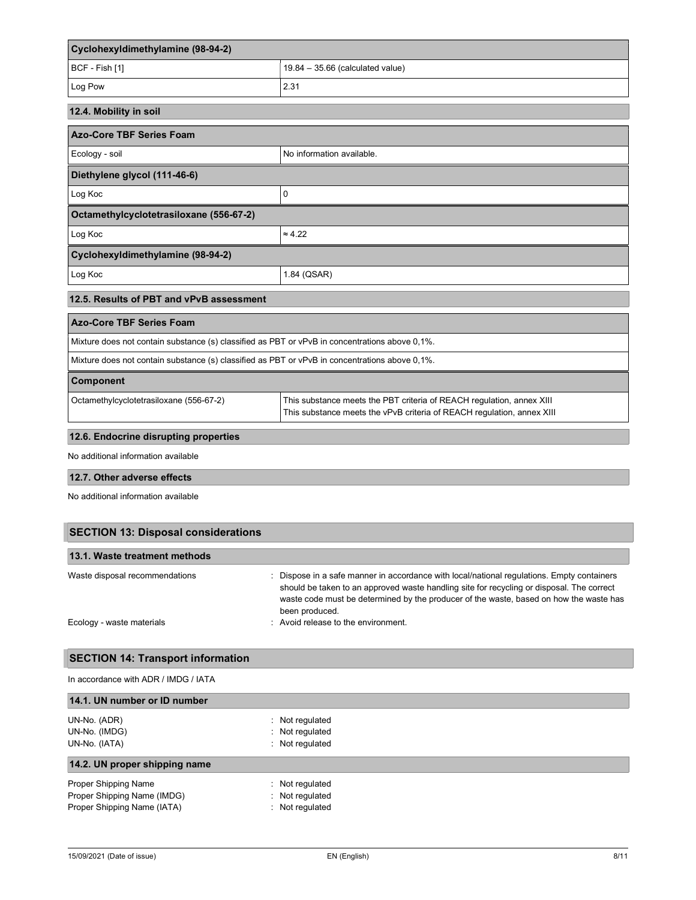| Cyclohexyldimethylamine (98-94-2) | |
|---|---|
| BCF - Fish [1] | 19.84 – 35.66 (calculated value) |
| Log Pow | 2.31 |

### 12.4. Mobility in soil

| Azo-Core TBF Series Foam | |
|---|---|
| Ecology - soil | No information available. |
| **Diethylene glycol (111-46-6)** | |
| Log Koc | 0 |
| **Octamethylcyclotetrasiloxane (556-67-2)** | |
| Log Koc | ≈ 4.22 |
| **Cyclohexyldimethylamine (98-94-2)** | |
| Log Koc | 1.84 (QSAR) |

### 12.5. Results of PBT and vPvB assessment

| Azo-Core TBF Series Foam | |
|---|---|
| Mixture does not contain substance (s) classified as PBT or vPvB in concentrations above 0,1%. | |
| Mixture does not contain substance (s) classified as PBT or vPvB in concentrations above 0,1%. | |
| **Component** | |
| Octamethylcyclotetrasiloxane (556-67-2) | This substance meets the PBT criteria of REACH regulation, annex XIII<br>This substance meets the vPvB criteria of REACH regulation, annex XIII |

### 12.6. Endocrine disrupting properties

No additional information available

### 12.7. Other adverse effects

No additional information available

## SECTION 13: Disposal considerations

### 13.1. Waste treatment methods

Waste disposal recommendations : Dispose in a safe manner in accordance with local/national regulations. Empty containers should be taken to an approved waste handling site for recycling or disposal. The correct waste code must be determined by the producer of the waste, based on how the waste has been produced.

Ecology - waste materials : Avoid release to the environment.

## SECTION 14: Transport information

In accordance with ADR / IMDG / IATA

### 14.1. UN number or ID number

UN-No. (ADR) : Not regulated
UN-No. (IMDG) : Not regulated
UN-No. (IATA) : Not regulated

### 14.2. UN proper shipping name

Proper Shipping Name : Not regulated
Proper Shipping Name (IMDG) : Not regulated
Proper Shipping Name (IATA) : Not regulated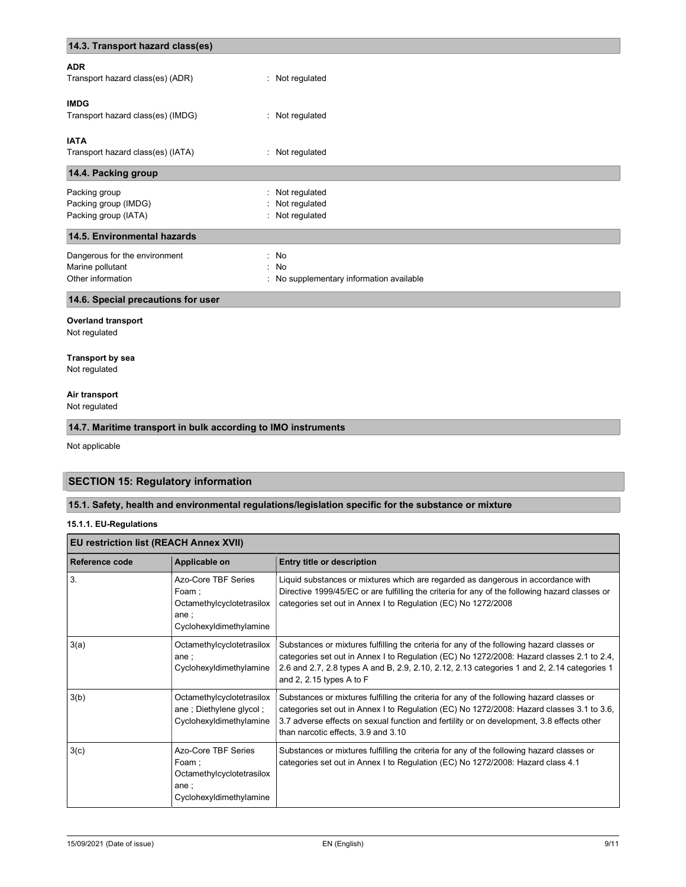### 14.3. Transport hazard class(es)

**ADR**

Transport hazard class(es) (ADR) : Not regulated

**IMDG**

Transport hazard class(es) (IMDG) : Not regulated

**IATA**

Transport hazard class(es) (IATA) : Not regulated

### 14.4. Packing group

Packing group : Not regulated
Packing group (IMDG) : Not regulated
Packing group (IATA) : Not regulated

### 14.5. Environmental hazards

Dangerous for the environment : No
Marine pollutant : No
Other information : No supplementary information available

### 14.6. Special precautions for user

**Overland transport**
Not regulated

**Transport by sea**
Not regulated

**Air transport**
Not regulated

### 14.7. Maritime transport in bulk according to IMO instruments

Not applicable

## SECTION 15: Regulatory information

### 15.1. Safety, health and environmental regulations/legislation specific for the substance or mixture

#### 15.1.1. EU-Regulations

| EU restriction list (REACH Annex XVII) | | |
|---|---|---|
| **Reference code** | **Applicable on** | **Entry title or description** |
| 3. | Azo-Core TBF Series Foam ; Octamethylcyclotetrasiloxane ; Cyclohexyldimethylamine | Liquid substances or mixtures which are regarded as dangerous in accordance with Directive 1999/45/EC or are fulfilling the criteria for any of the following hazard classes or categories set out in Annex I to Regulation (EC) No 1272/2008 |
| 3(a) | Octamethylcyclotetrasiloxane ; Cyclohexyldimethylamine | Substances or mixtures fulfilling the criteria for any of the following hazard classes or categories set out in Annex I to Regulation (EC) No 1272/2008: Hazard classes 2.1 to 2.4, 2.6 and 2.7, 2.8 types A and B, 2.9, 2.10, 2.12, 2.13 categories 1 and 2, 2.14 categories 1 and 2, 2.15 types A to F |
| 3(b) | Octamethylcyclotetrasiloxane ; Diethylene glycol ; Cyclohexyldimethylamine | Substances or mixtures fulfilling the criteria for any of the following hazard classes or categories set out in Annex I to Regulation (EC) No 1272/2008: Hazard classes 3.1 to 3.6, 3.7 adverse effects on sexual function and fertility or on development, 3.8 effects other than narcotic effects, 3.9 and 3.10 |
| 3(c) | Azo-Core TBF Series Foam ; Octamethylcyclotetrasiloxane ; Cyclohexyldimethylamine | Substances or mixtures fulfilling the criteria for any of the following hazard classes or categories set out in Annex I to Regulation (EC) No 1272/2008: Hazard class 4.1 |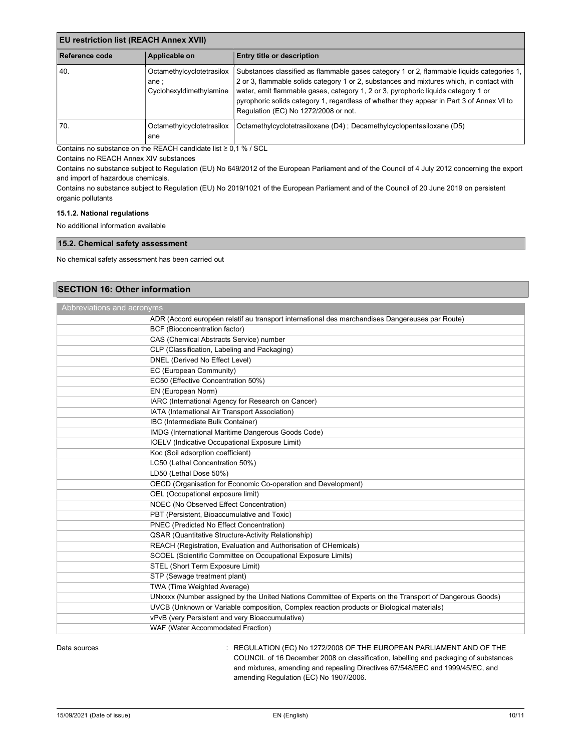| EU restriction list (REACH Annex XVII) | | |
|---|---|---|
| Reference code | Applicable on | Entry title or description |
| 40. | Octamethylcyclotetrasiloxane ; Cyclohexyldimethylamine | Substances classified as flammable gases category 1 or 2, flammable liquids categories 1, 2 or 3, flammable solids category 1 or 2, substances and mixtures which, in contact with water, emit flammable gases, category 1, 2 or 3, pyrophoric liquids category 1 or pyrophoric solids category 1, regardless of whether they appear in Part 3 of Annex VI to Regulation (EC) No 1272/2008 or not. |
| 70. | Octamethylcyclotetrasiloxane | Octamethylcyclotetrasiloxane (D4) ; Decamethylcyclopentasiloxane (D5) |

Contains no substance on the REACH candidate list ≥ 0,1 % / SCL

Contains no REACH Annex XIV substances

Contains no substance subject to Regulation (EU) No 649/2012 of the European Parliament and of the Council of 4 July 2012 concerning the export and import of hazardous chemicals.

Contains no substance subject to Regulation (EU) No 2019/1021 of the European Parliament and of the Council of 20 June 2019 on persistent organic pollutants

#### 15.1.2. National regulations

No additional information available

### 15.2. Chemical safety assessment

No chemical safety assessment has been carried out

## SECTION 16: Other information

| Abbreviations and acronyms | |
|---|---|
| | ADR (Accord européen relatif au transport international des marchandises Dangereuses par Route) |
| | BCF (Bioconcentration factor) |
| | CAS (Chemical Abstracts Service) number |
| | CLP (Classification, Labeling and Packaging) |
| | DNEL (Derived No Effect Level) |
| | EC (European Community) |
| | EC50 (Effective Concentration 50%) |
| | EN (European Norm) |
| | IARC (International Agency for Research on Cancer) |
| | IATA (International Air Transport Association) |
| | IBC (Intermediate Bulk Container) |
| | IMDG (International Maritime Dangerous Goods Code) |
| | IOELV (Indicative Occupational Exposure Limit) |
| | Koc (Soil adsorption coefficient) |
| | LC50 (Lethal Concentration 50%) |
| | LD50 (Lethal Dose 50%) |
| | OECD (Organisation for Economic Co-operation and Development) |
| | OEL (Occupational exposure limit) |
| | NOEC (No Observed Effect Concentration) |
| | PBT (Persistent, Bioaccumulative and Toxic) |
| | PNEC (Predicted No Effect Concentration) |
| | QSAR (Quantitative Structure-Activity Relationship) |
| | REACH (Registration, Evaluation and Authorisation of CHemicals) |
| | SCOEL (Scientific Committee on Occupational Exposure Limits) |
| | STEL (Short Term Exposure Limit) |
| | STP (Sewage treatment plant) |
| | TWA (Time Weighted Average) |
| | UNxxxx (Number assigned by the United Nations Committee of Experts on the Transport of Dangerous Goods) |
| | UVCB (Unknown or Variable composition, Complex reaction products or Biological materials) |
| | vPvB (very Persistent and very Bioaccumulative) |
| | WAF (Water Accommodated Fraction) |

Data sources : REGULATION (EC) No 1272/2008 OF THE EUROPEAN PARLIAMENT AND OF THE COUNCIL of 16 December 2008 on classification, labelling and packaging of substances and mixtures, amending and repealing Directives 67/548/EEC and 1999/45/EC, and amending Regulation (EC) No 1907/2006.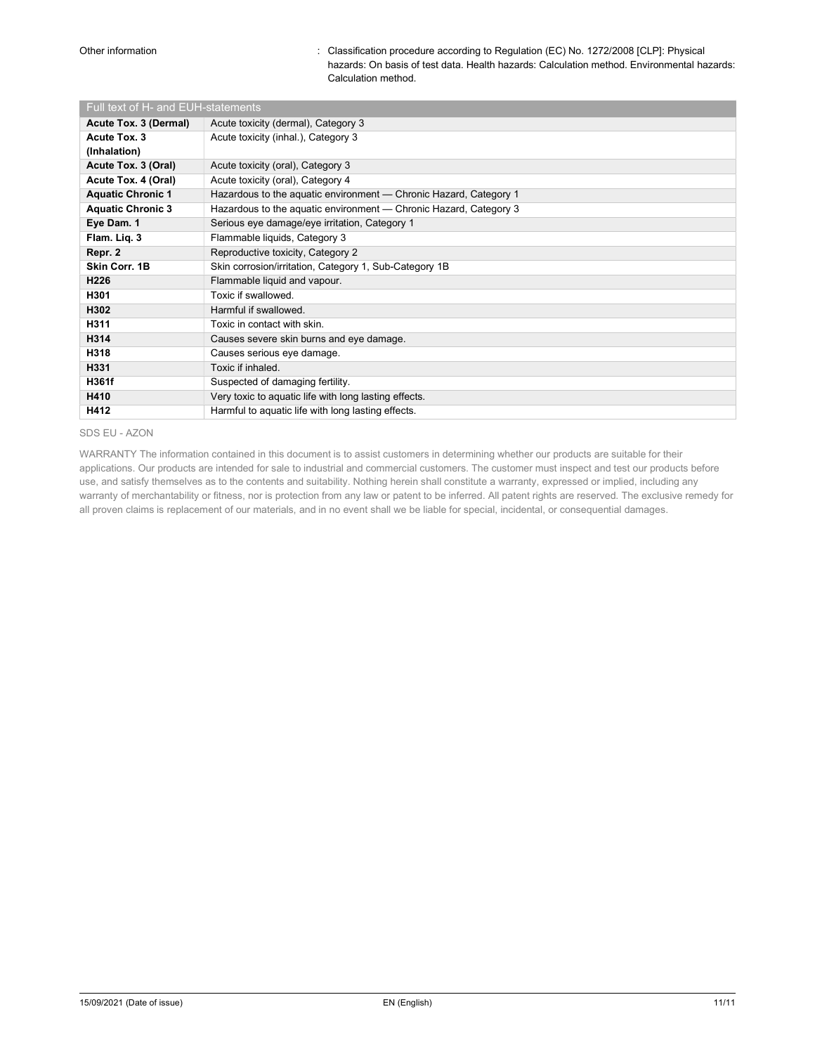Other information : Classification procedure according to Regulation (EC) No. 1272/2008 [CLP]: Physical hazards: On basis of test data. Health hazards: Calculation method. Environmental hazards: Calculation method.

| Full text of H- and EUH-statements | |
|---|---|
| **Acute Tox. 3 (Dermal)** | Acute toxicity (dermal), Category 3 |
| **Acute Tox. 3 (Inhalation)** | Acute toxicity (inhal.), Category 3 |
| **Acute Tox. 3 (Oral)** | Acute toxicity (oral), Category 3 |
| **Acute Tox. 4 (Oral)** | Acute toxicity (oral), Category 4 |
| **Aquatic Chronic 1** | Hazardous to the aquatic environment — Chronic Hazard, Category 1 |
| **Aquatic Chronic 3** | Hazardous to the aquatic environment — Chronic Hazard, Category 3 |
| **Eye Dam. 1** | Serious eye damage/eye irritation, Category 1 |
| **Flam. Liq. 3** | Flammable liquids, Category 3 |
| **Repr. 2** | Reproductive toxicity, Category 2 |
| **Skin Corr. 1B** | Skin corrosion/irritation, Category 1, Sub-Category 1B |
| **H226** | Flammable liquid and vapour. |
| **H301** | Toxic if swallowed. |
| **H302** | Harmful if swallowed. |
| **H311** | Toxic in contact with skin. |
| **H314** | Causes severe skin burns and eye damage. |
| **H318** | Causes serious eye damage. |
| **H331** | Toxic if inhaled. |
| **H361f** | Suspected of damaging fertility. |
| **H410** | Very toxic to aquatic life with long lasting effects. |
| **H412** | Harmful to aquatic life with long lasting effects. |

SDS EU - AZON

WARRANTY The information contained in this document is to assist customers in determining whether our products are suitable for their applications. Our products are intended for sale to industrial and commercial customers. The customer must inspect and test our products before use, and satisfy themselves as to the contents and suitability. Nothing herein shall constitute a warranty, expressed or implied, including any warranty of merchantability or fitness, nor is protection from any law or patent to be inferred. All patent rights are reserved. The exclusive remedy for all proven claims is replacement of our materials, and in no event shall we be liable for special, incidental, or consequential damages.